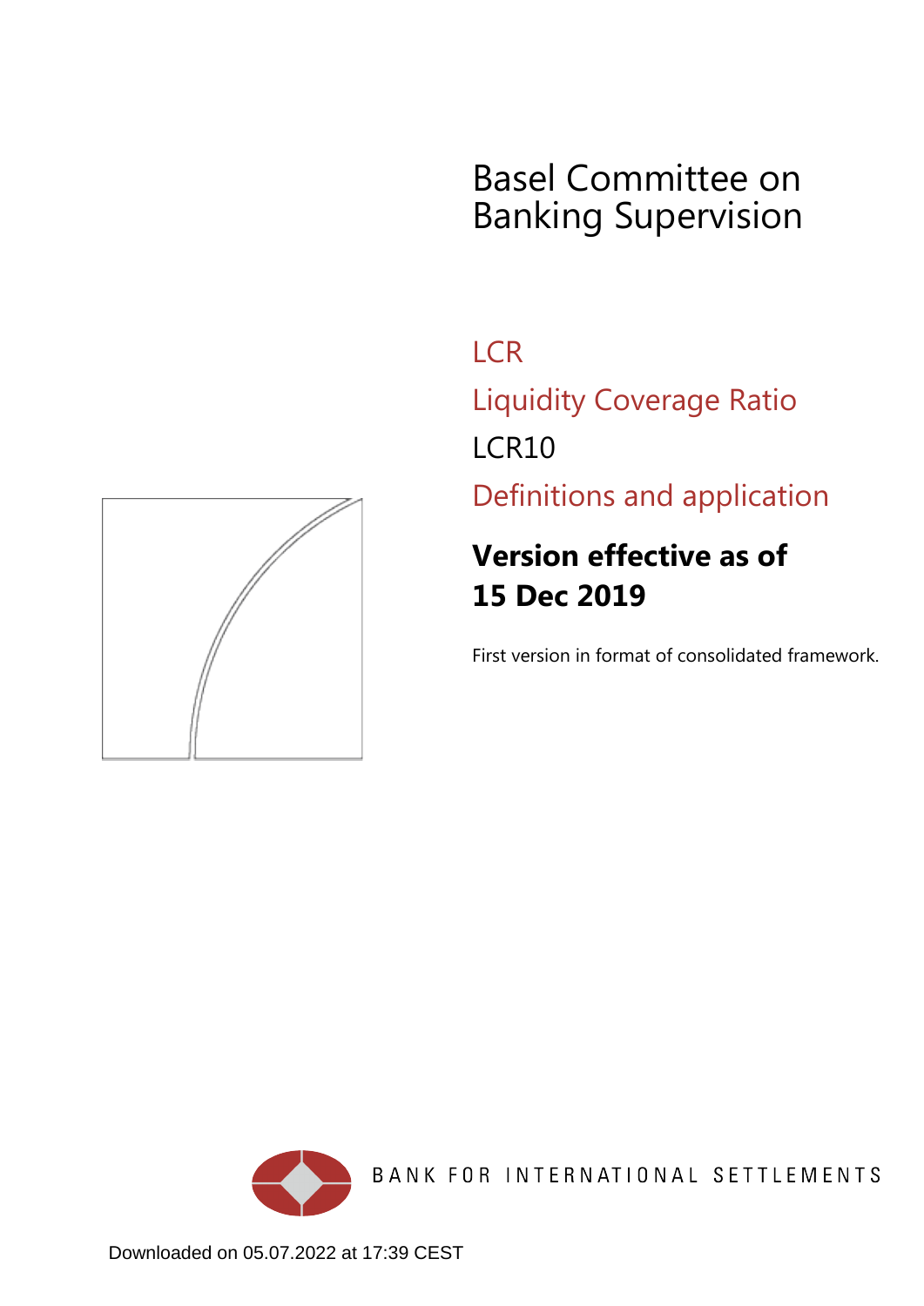# Basel Committee on Banking Supervision

## LCR

## Liquidity Coverage Ratio

## LCR10

## Definitions and application

**Version effective as of 15 Dec 2019**

First version in format of consolidated framework.

BANK FOR INTERNATIONAL SETTLEMENTS

Downloaded on 05.07.2022 at 17:39 CEST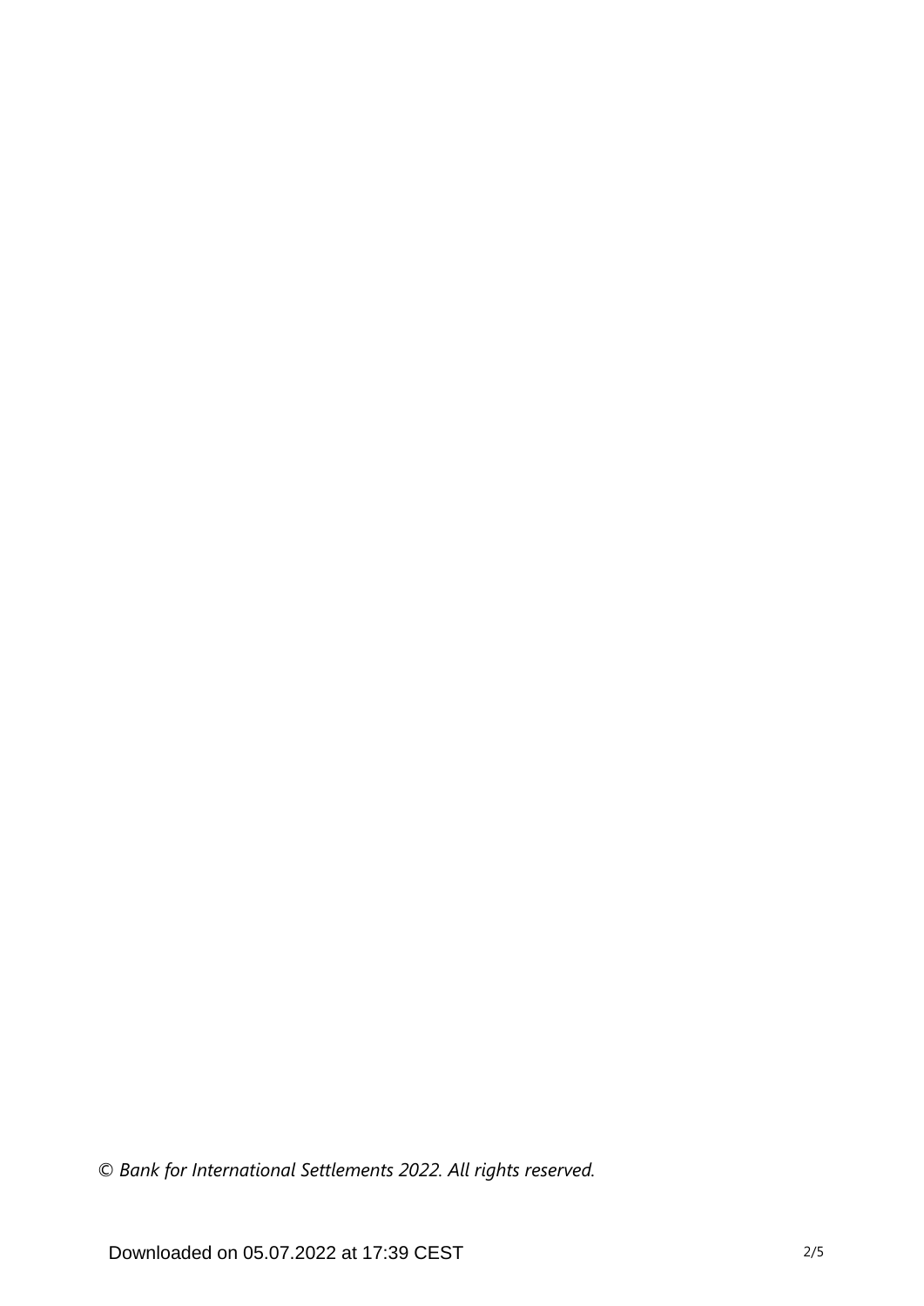*© Bank for International Settlements 2022. All rights reserved.*

Downloaded on 05.07.2022 at 17:39 CEST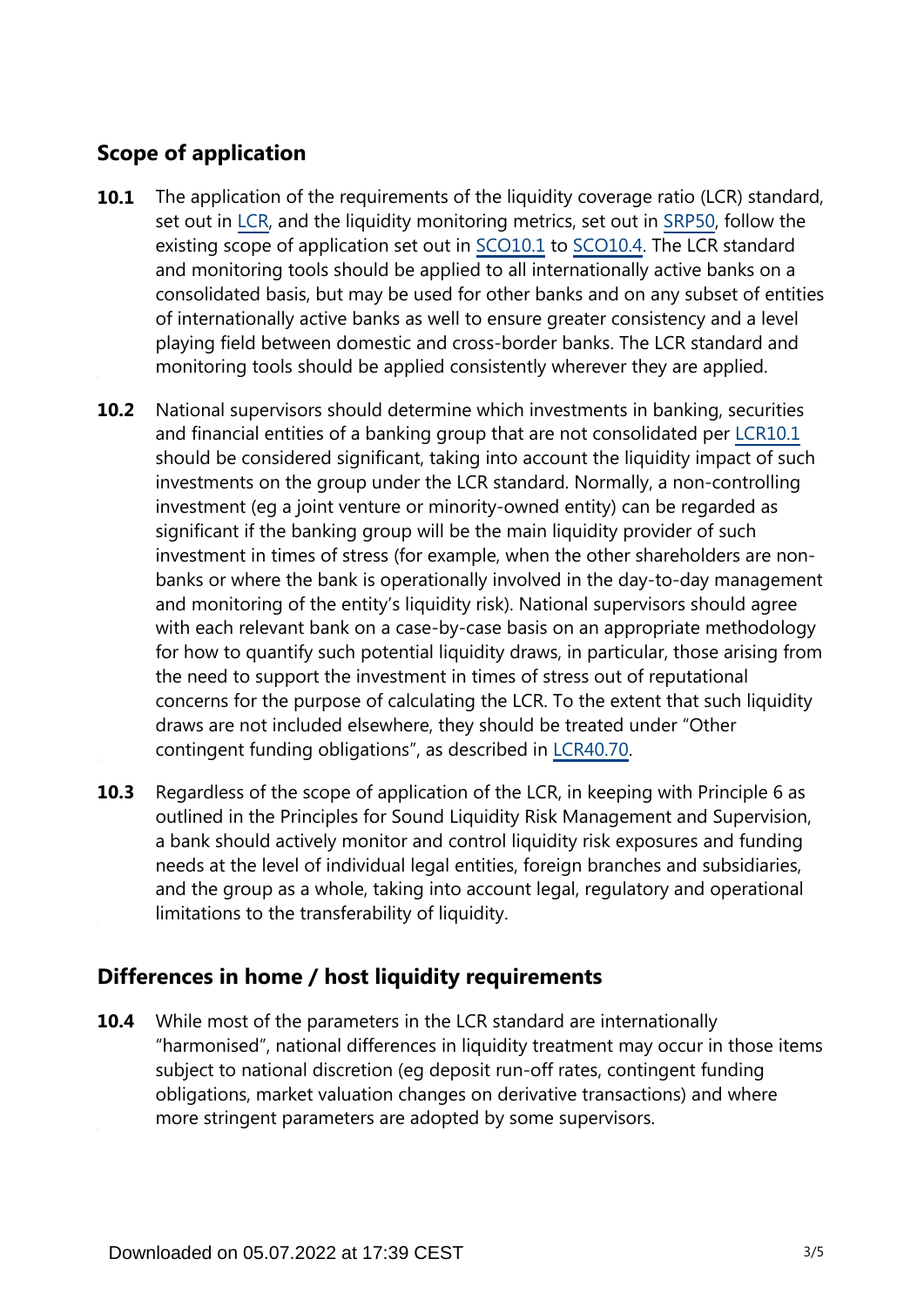## Scope of application

**10.1** The application of the requirements of the liquidity coverage ratio (LCR) standard, set out in LCR, and the liquidity monitoring metrics, set out in SRP50, follow the existing scope of application set out in SCO10.1 to SCO10.4. The LCR standard and monitoring tools should be applied to all internationally active banks on a consolidated basis, but may be used for other banks and on any subset of entities of internationally active banks as well to ensure greater consistency and a level playing field between domestic and cross-border banks. The LCR standard and monitoring tools should be applied consistently wherever they are applied.

**10.2** National supervisors should determine which investments in banking, securities and financial entities of a banking group that are not consolidated per LCR10.1 should be considered significant, taking into account the liquidity impact of such investments on the group under the LCR standard. Normally, a non-controlling investment (eg a joint venture or minority-owned entity) can be regarded as significant if the banking group will be the main liquidity provider of such investment in times of stress (for example, when the other shareholders are non-banks or where the bank is operationally involved in the day-to-day management and monitoring of the entity's liquidity risk). National supervisors should agree with each relevant bank on a case-by-case basis on an appropriate methodology for how to quantify such potential liquidity draws, in particular, those arising from the need to support the investment in times of stress out of reputational concerns for the purpose of calculating the LCR. To the extent that such liquidity draws are not included elsewhere, they should be treated under "Other contingent funding obligations", as described in LCR40.70.

**10.3** Regardless of the scope of application of the LCR, in keeping with Principle 6 as outlined in the Principles for Sound Liquidity Risk Management and Supervision, a bank should actively monitor and control liquidity risk exposures and funding needs at the level of individual legal entities, foreign branches and subsidiaries, and the group as a whole, taking into account legal, regulatory and operational limitations to the transferability of liquidity.

## Differences in home / host liquidity requirements

**10.4** While most of the parameters in the LCR standard are internationally "harmonised", national differences in liquidity treatment may occur in those items subject to national discretion (eg deposit run-off rates, contingent funding obligations, market valuation changes on derivative transactions) and where more stringent parameters are adopted by some supervisors.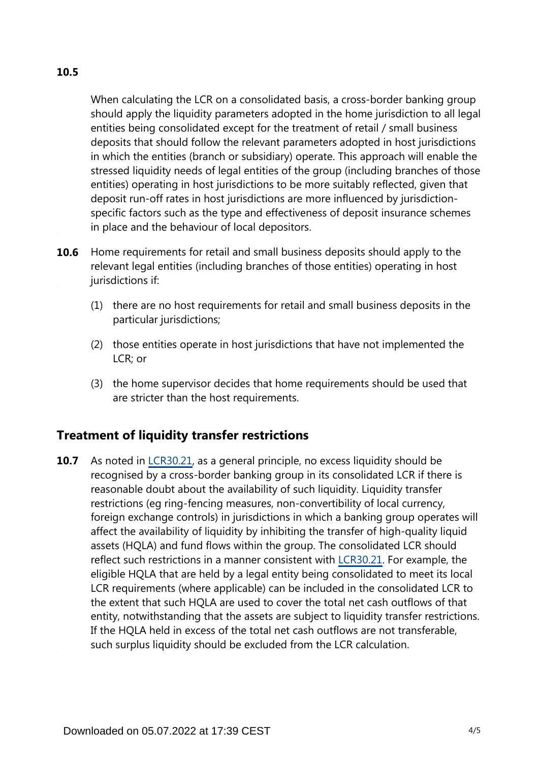**10.5** When calculating the LCR on a consolidated basis, a cross-border banking group should apply the liquidity parameters adopted in the home jurisdiction to all legal entities being consolidated except for the treatment of retail / small business deposits that should follow the relevant parameters adopted in host jurisdictions in which the entities (branch or subsidiary) operate. This approach will enable the stressed liquidity needs of legal entities of the group (including branches of those entities) operating in host jurisdictions to be more suitably reflected, given that deposit run-off rates in host jurisdictions are more influenced by jurisdiction-specific factors such as the type and effectiveness of deposit insurance schemes in place and the behaviour of local depositors.

**10.6** Home requirements for retail and small business deposits should apply to the relevant legal entities (including branches of those entities) operating in host jurisdictions if:

(1) there are no host requirements for retail and small business deposits in the particular jurisdictions;

(2) those entities operate in host jurisdictions that have not implemented the LCR; or

(3) the home supervisor decides that home requirements should be used that are stricter than the host requirements.

## Treatment of liquidity transfer restrictions

**10.7** As noted in LCR30.21, as a general principle, no excess liquidity should be recognised by a cross-border banking group in its consolidated LCR if there is reasonable doubt about the availability of such liquidity. Liquidity transfer restrictions (eg ring-fencing measures, non-convertibility of local currency, foreign exchange controls) in jurisdictions in which a banking group operates will affect the availability of liquidity by inhibiting the transfer of high-quality liquid assets (HQLA) and fund flows within the group. The consolidated LCR should reflect such restrictions in a manner consistent with LCR30.21. For example, the eligible HQLA that are held by a legal entity being consolidated to meet its local LCR requirements (where applicable) can be included in the consolidated LCR to the extent that such HQLA are used to cover the total net cash outflows of that entity, notwithstanding that the assets are subject to liquidity transfer restrictions. If the HQLA held in excess of the total net cash outflows are not transferable, such surplus liquidity should be excluded from the LCR calculation.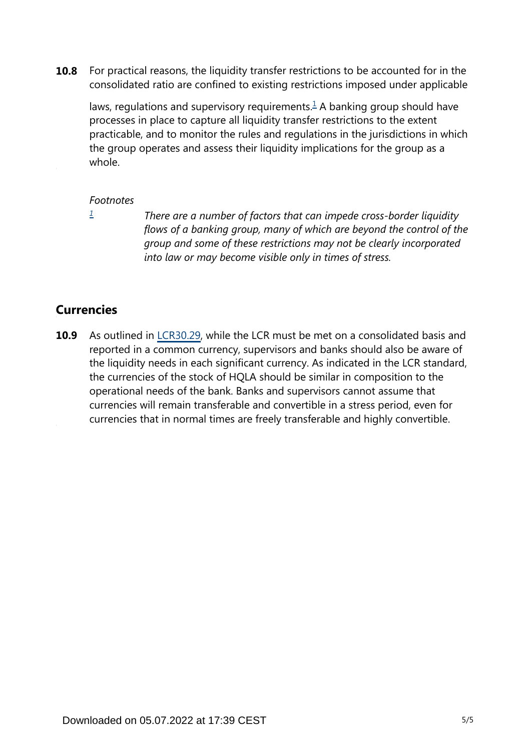**10.8** For practical reasons, the liquidity transfer restrictions to be accounted for in the consolidated ratio are confined to existing restrictions imposed under applicable laws, regulations and supervisory requirements.[1] A banking group should have processes in place to capture all liquidity transfer restrictions to the extent practicable, and to monitor the rules and regulations in the jurisdictions in which the group operates and assess their liquidity implications for the group as a whole.

*Footnotes*

[1] *There are a number of factors that can impede cross-border liquidity flows of a banking group, many of which are beyond the control of the group and some of these restrictions may not be clearly incorporated into law or may become visible only in times of stress.*

## Currencies

**10.9** As outlined in LCR30.29, while the LCR must be met on a consolidated basis and reported in a common currency, supervisors and banks should also be aware of the liquidity needs in each significant currency. As indicated in the LCR standard, the currencies of the stock of HQLA should be similar in composition to the operational needs of the bank. Banks and supervisors cannot assume that currencies will remain transferable and convertible in a stress period, even for currencies that in normal times are freely transferable and highly convertible.

Downloaded on 05.07.2022 at 17:39 CEST